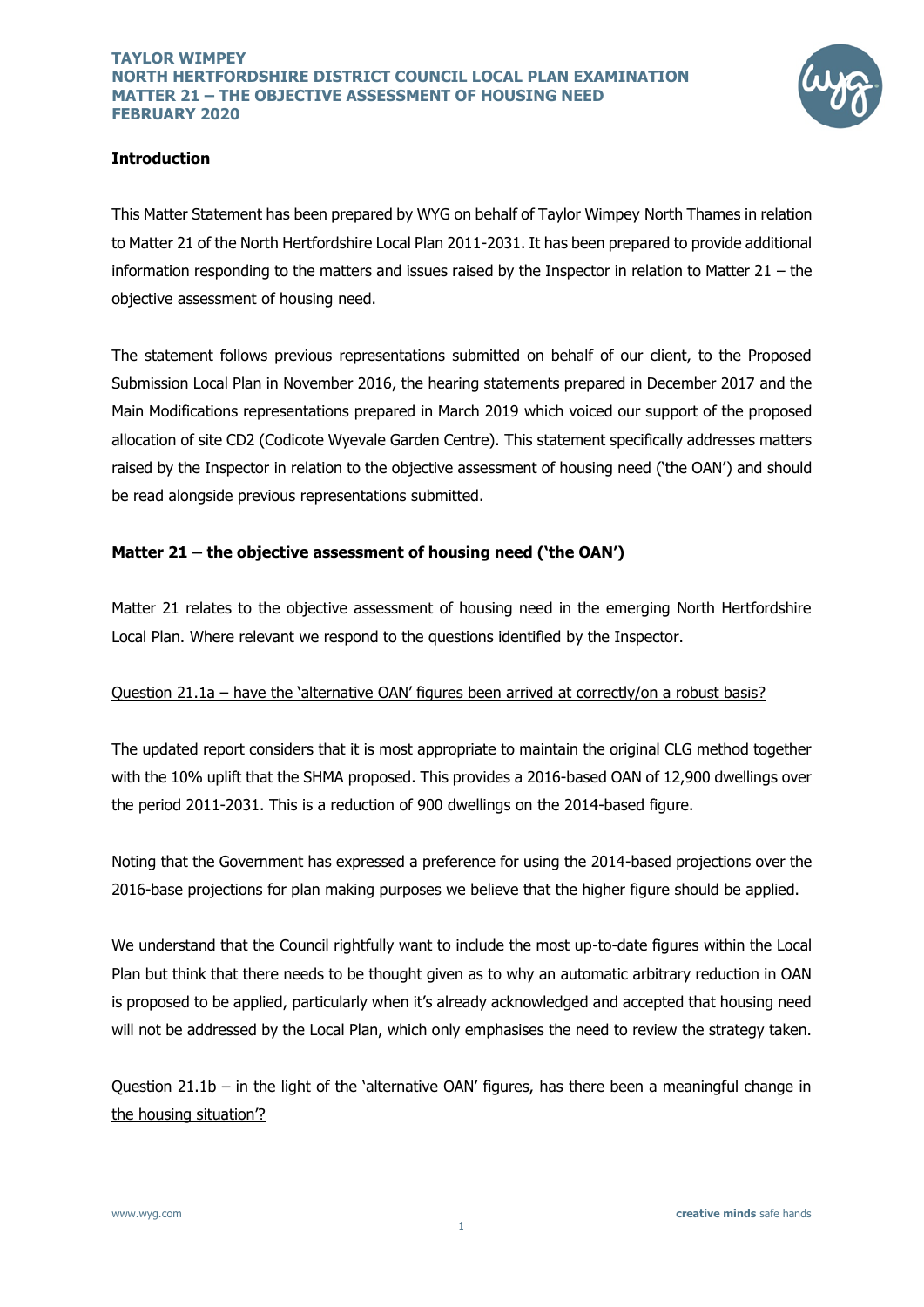**TAYLOR WIMPEY**
**NORTH HERTFORDSHIRE DISTRICT COUNCIL LOCAL PLAN EXAMINATION**
**MATTER 21 – THE OBJECTIVE ASSESSMENT OF HOUSING NEED**
**FEBRUARY 2020**

## Introduction

This Matter Statement has been prepared by WYG on behalf of Taylor Wimpey North Thames in relation to Matter 21 of the North Hertfordshire Local Plan 2011-2031. It has been prepared to provide additional information responding to the matters and issues raised by the Inspector in relation to Matter 21 – the objective assessment of housing need.

The statement follows previous representations submitted on behalf of our client, to the Proposed Submission Local Plan in November 2016, the hearing statements prepared in December 2017 and the Main Modifications representations prepared in March 2019 which voiced our support of the proposed allocation of site CD2 (Codicote Wyevale Garden Centre). This statement specifically addresses matters raised by the Inspector in relation to the objective assessment of housing need ('the OAN') and should be read alongside previous representations submitted.

## Matter 21 – the objective assessment of housing need ('the OAN')

Matter 21 relates to the objective assessment of housing need in the emerging North Hertfordshire Local Plan. Where relevant we respond to the questions identified by the Inspector.

<u>Question 21.1a – have the 'alternative OAN' figures been arrived at correctly/on a robust basis?</u>

The updated report considers that it is most appropriate to maintain the original CLG method together with the 10% uplift that the SHMA proposed. This provides a 2016-based OAN of 12,900 dwellings over the period 2011-2031. This is a reduction of 900 dwellings on the 2014-based figure.

Noting that the Government has expressed a preference for using the 2014-based projections over the 2016-base projections for plan making purposes we believe that the higher figure should be applied.

We understand that the Council rightfully want to include the most up-to-date figures within the Local Plan but think that there needs to be thought given as to why an automatic arbitrary reduction in OAN is proposed to be applied, particularly when it's already acknowledged and accepted that housing need will not be addressed by the Local Plan, which only emphasises the need to review the strategy taken.

<u>Question 21.1b – in the light of the 'alternative OAN' figures, has there been a meaningful change in the housing situation'?</u>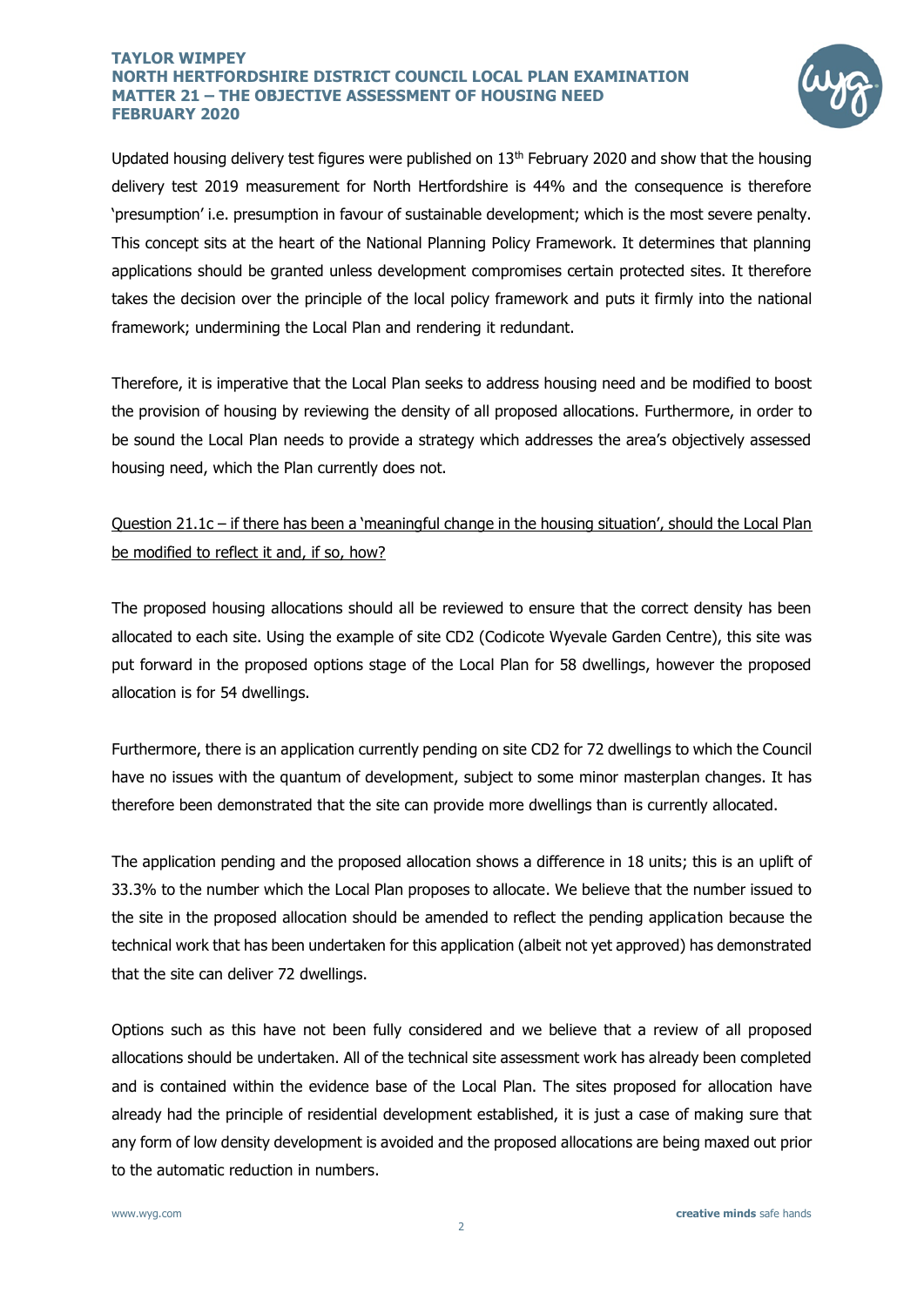Updated housing delivery test figures were published on 13th February 2020 and show that the housing delivery test 2019 measurement for North Hertfordshire is 44% and the consequence is therefore 'presumption' i.e. presumption in favour of sustainable development; which is the most severe penalty. This concept sits at the heart of the National Planning Policy Framework. It determines that planning applications should be granted unless development compromises certain protected sites. It therefore takes the decision over the principle of the local policy framework and puts it firmly into the national framework; undermining the Local Plan and rendering it redundant.

Therefore, it is imperative that the Local Plan seeks to address housing need and be modified to boost the provision of housing by reviewing the density of all proposed allocations. Furthermore, in order to be sound the Local Plan needs to provide a strategy which addresses the area's objectively assessed housing need, which the Plan currently does not.

<u>Question 21.1c – if there has been a 'meaningful change in the housing situation', should the Local Plan be modified to reflect it and, if so, how?</u>

The proposed housing allocations should all be reviewed to ensure that the correct density has been allocated to each site. Using the example of site CD2 (Codicote Wyevale Garden Centre), this site was put forward in the proposed options stage of the Local Plan for 58 dwellings, however the proposed allocation is for 54 dwellings.

Furthermore, there is an application currently pending on site CD2 for 72 dwellings to which the Council have no issues with the quantum of development, subject to some minor masterplan changes. It has therefore been demonstrated that the site can provide more dwellings than is currently allocated.

The application pending and the proposed allocation shows a difference in 18 units; this is an uplift of 33.3% to the number which the Local Plan proposes to allocate. We believe that the number issued to the site in the proposed allocation should be amended to reflect the pending application because the technical work that has been undertaken for this application (albeit not yet approved) has demonstrated that the site can deliver 72 dwellings.

Options such as this have not been fully considered and we believe that a review of all proposed allocations should be undertaken. All of the technical site assessment work has already been completed and is contained within the evidence base of the Local Plan. The sites proposed for allocation have already had the principle of residential development established, it is just a case of making sure that any form of low density development is avoided and the proposed allocations are being maxed out prior to the automatic reduction in numbers.